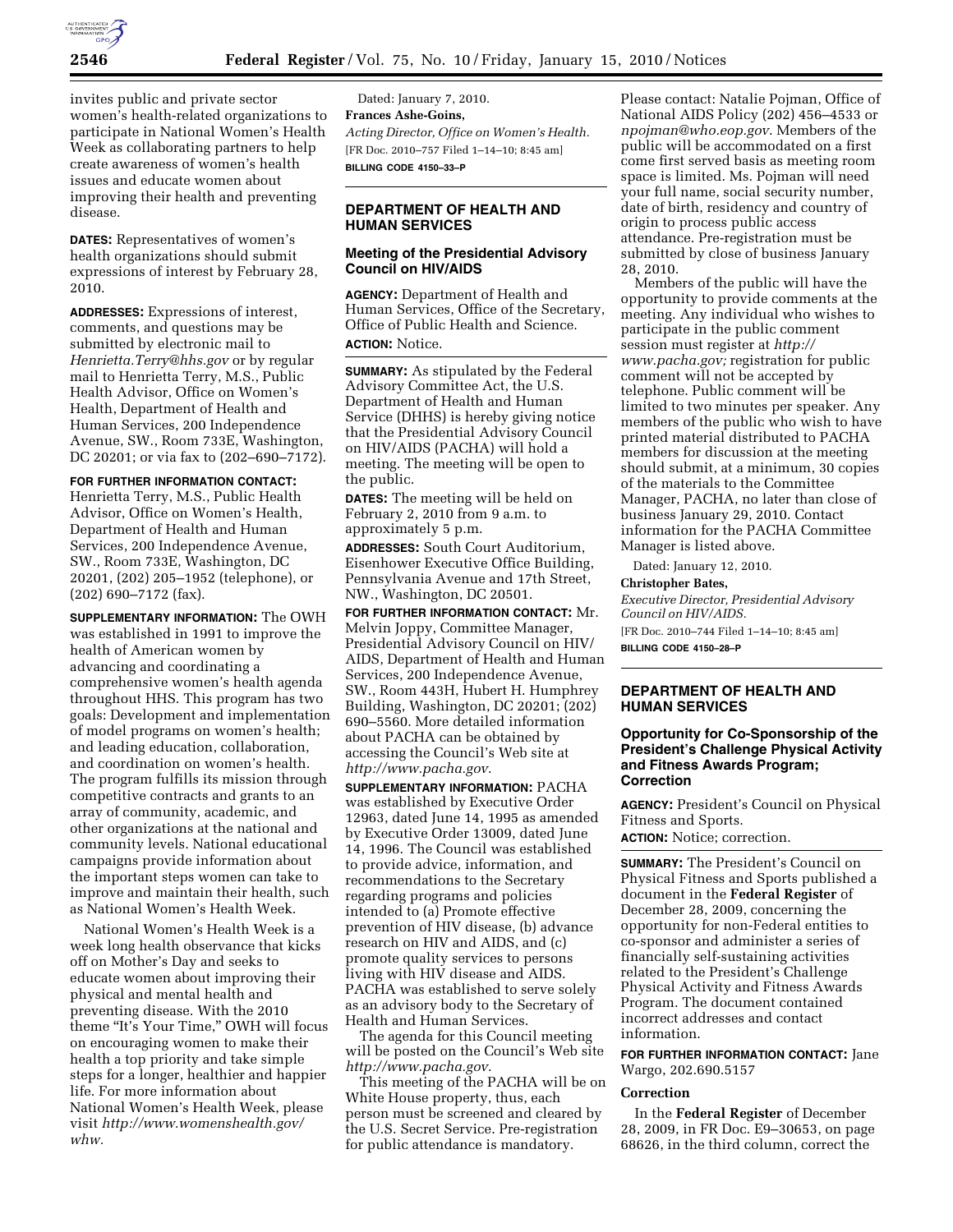invites public and private sector women's health-related organizations to participate in National Women's Health Week as collaborating partners to help create awareness of women's health issues and educate women about improving their health and preventing disease.

**DATES:** Representatives of women's health organizations should submit expressions of interest by February 28, 2010.

**ADDRESSES:** Expressions of interest, comments, and questions may be submitted by electronic mail to *Henrietta.Terry@hhs.gov* or by regular mail to Henrietta Terry, M.S., Public Health Advisor, Office on Women's Health, Department of Health and Human Services, 200 Independence Avenue, SW., Room 733E, Washington, DC 20201; or via fax to (202–690–7172).

**FOR FURTHER INFORMATION CONTACT:** Henrietta Terry, M.S., Public Health Advisor, Office on Women's Health, Department of Health and Human Services, 200 Independence Avenue, SW., Room 733E, Washington, DC 20201, (202) 205–1952 (telephone), or (202) 690–7172 (fax).

**SUPPLEMENTARY INFORMATION:** The OWH was established in 1991 to improve the health of American women by advancing and coordinating a comprehensive women's health agenda throughout HHS. This program has two goals: Development and implementation of model programs on women's health; and leading education, collaboration, and coordination on women's health. The program fulfills its mission through competitive contracts and grants to an array of community, academic, and other organizations at the national and community levels. National educational campaigns provide information about the important steps women can take to improve and maintain their health, such as National Women's Health Week.

National Women's Health Week is a week long health observance that kicks off on Mother's Day and seeks to educate women about improving their physical and mental health and preventing disease. With the 2010 theme "It's Your Time," OWH will focus on encouraging women to make their health a top priority and take simple steps for a longer, healthier and happier life. For more information about National Women's Health Week, please visit *http://www.womenshealth.gov/whw.*

Dated: January 7, 2010.

**Frances Ashe-Goins,**

*Acting Director, Office on Women's Health.*

[FR Doc. 2010–757 Filed 1–14–10; 8:45 am]

**BILLING CODE 4150–33–P**

## DEPARTMENT OF HEALTH AND HUMAN SERVICES

### Meeting of the Presidential Advisory Council on HIV/AIDS

**AGENCY:** Department of Health and Human Services, Office of the Secretary, Office of Public Health and Science.

**ACTION:** Notice.

**SUMMARY:** As stipulated by the Federal Advisory Committee Act, the U.S. Department of Health and Human Service (DHHS) is hereby giving notice that the Presidential Advisory Council on HIV/AIDS (PACHA) will hold a meeting. The meeting will be open to the public.

**DATES:** The meeting will be held on February 2, 2010 from 9 a.m. to approximately 5 p.m.

**ADDRESSES:** South Court Auditorium, Eisenhower Executive Office Building, Pennsylvania Avenue and 17th Street, NW., Washington, DC 20501.

**FOR FURTHER INFORMATION CONTACT:** Mr. Melvin Joppy, Committee Manager, Presidential Advisory Council on HIV/AIDS, Department of Health and Human Services, 200 Independence Avenue, SW., Room 443H, Hubert H. Humphrey Building, Washington, DC 20201; (202) 690–5560. More detailed information about PACHA can be obtained by accessing the Council's Web site at *http://www.pacha.gov.*

**SUPPLEMENTARY INFORMATION:** PACHA was established by Executive Order 12963, dated June 14, 1995 as amended by Executive Order 13009, dated June 14, 1996. The Council was established to provide advice, information, and recommendations to the Secretary regarding programs and policies intended to (a) Promote effective prevention of HIV disease, (b) advance research on HIV and AIDS, and (c) promote quality services to persons living with HIV disease and AIDS. PACHA was established to serve solely as an advisory body to the Secretary of Health and Human Services.

The agenda for this Council meeting will be posted on the Council's Web site *http://www.pacha.gov.*

This meeting of the PACHA will be on White House property, thus, each person must be screened and cleared by the U.S. Secret Service. Pre-registration for public attendance is mandatory. Please contact: Natalie Pojman, Office of National AIDS Policy (202) 456–4533 or *npojman@who.eop.gov.* Members of the public will be accommodated on a first come first served basis as meeting room space is limited. Ms. Pojman will need your full name, social security number, date of birth, residency and country of origin to process public access attendance. Pre-registration must be submitted by close of business January 28, 2010.

Members of the public will have the opportunity to provide comments at the meeting. Any individual who wishes to participate in the public comment session must register at *http://www.pacha.gov;* registration for public comment will not be accepted by telephone. Public comment will be limited to two minutes per speaker. Any members of the public who wish to have printed material distributed to PACHA members for discussion at the meeting should submit, at a minimum, 30 copies of the materials to the Committee Manager, PACHA, no later than close of business January 29, 2010. Contact information for the PACHA Committee Manager is listed above.

Dated: January 12, 2010.

**Christopher Bates,**

*Executive Director, Presidential Advisory Council on HIV/AIDS.*

[FR Doc. 2010–744 Filed 1–14–10; 8:45 am]

**BILLING CODE 4150–28–P**

## DEPARTMENT OF HEALTH AND HUMAN SERVICES

### Opportunity for Co-Sponsorship of the President's Challenge Physical Activity and Fitness Awards Program; Correction

**AGENCY:** President's Council on Physical Fitness and Sports.

**ACTION:** Notice; correction.

**SUMMARY:** The President's Council on Physical Fitness and Sports published a document in the **Federal Register** of December 28, 2009, concerning the opportunity for non-Federal entities to co-sponsor and administer a series of financially self-sustaining activities related to the President's Challenge Physical Activity and Fitness Awards Program. The document contained incorrect addresses and contact information.

**FOR FURTHER INFORMATION CONTACT:** Jane Wargo, 202.690.5157

#### Correction

In the **Federal Register** of December 28, 2009, in FR Doc. E9–30653, on page 68626, in the third column, correct the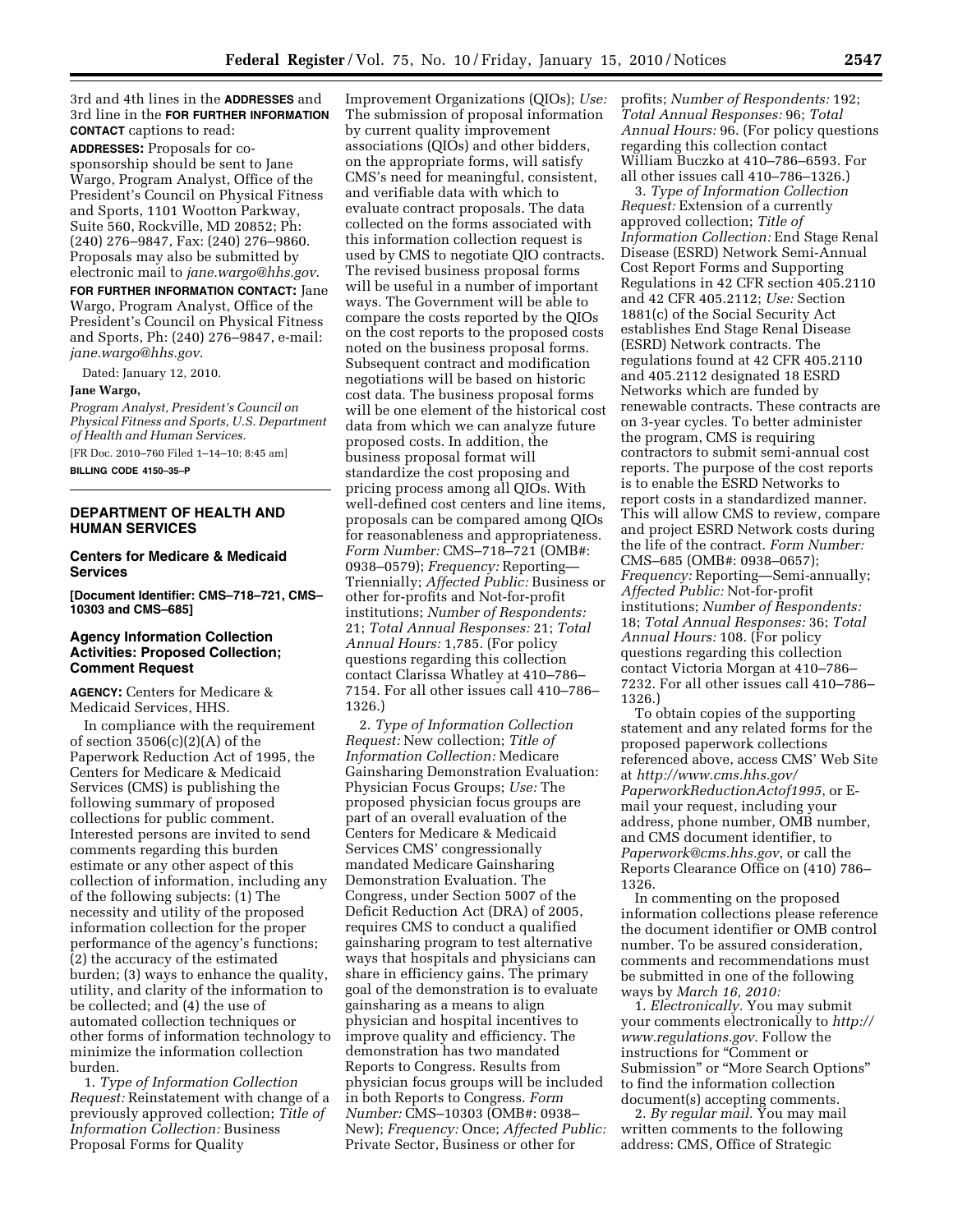3rd and 4th lines in the **ADDRESSES** and 3rd line in the **FOR FURTHER INFORMATION CONTACT** captions to read:

**ADDRESSES:** Proposals for co-sponsorship should be sent to Jane Wargo, Program Analyst, Office of the President's Council on Physical Fitness and Sports, 1101 Wootton Parkway, Suite 560, Rockville, MD 20852; Ph: (240) 276–9847, Fax: (240) 276–9860. Proposals may also be submitted by electronic mail to *jane.wargo@hhs.gov*.

**FOR FURTHER INFORMATION CONTACT:** Jane Wargo, Program Analyst, Office of the President's Council on Physical Fitness and Sports, Ph: (240) 276–9847, e-mail: *jane.wargo@hhs.gov*.

Dated: January 12, 2010.

**Jane Wargo,**

*Program Analyst, President's Council on Physical Fitness and Sports, U.S. Department of Health and Human Services.*

[FR Doc. 2010–760 Filed 1–14–10; 8:45 am]

**BILLING CODE 4150–35–P**

## DEPARTMENT OF HEALTH AND HUMAN SERVICES

### Centers for Medicare & Medicaid Services

**[Document Identifier: CMS–718–721, CMS–10303 and CMS–685]**

### Agency Information Collection Activities: Proposed Collection; Comment Request

**AGENCY:** Centers for Medicare & Medicaid Services, HHS.

In compliance with the requirement of section 3506(c)(2)(A) of the Paperwork Reduction Act of 1995, the Centers for Medicare & Medicaid Services (CMS) is publishing the following summary of proposed collections for public comment. Interested persons are invited to send comments regarding this burden estimate or any other aspect of this collection of information, including any of the following subjects: (1) The necessity and utility of the proposed information collection for the proper performance of the agency's functions; (2) the accuracy of the estimated burden; (3) ways to enhance the quality, utility, and clarity of the information to be collected; and (4) the use of automated collection techniques or other forms of information technology to minimize the information collection burden.

1. *Type of Information Collection Request:* Reinstatement with change of a previously approved collection; *Title of Information Collection:* Business Proposal Forms for Quality Improvement Organizations (QIOs); *Use:* The submission of proposal information by current quality improvement associations (QIOs) and other bidders, on the appropriate forms, will satisfy CMS's need for meaningful, consistent, and verifiable data with which to evaluate contract proposals. The data collected on the forms associated with this information collection request is used by CMS to negotiate QIO contracts. The revised business proposal forms will be useful in a number of important ways. The Government will be able to compare the costs reported by the QIOs on the cost reports to the proposed costs noted on the business proposal forms. Subsequent contract and modification negotiations will be based on historic cost data. The business proposal forms will be one element of the historical cost data from which we can analyze future proposed costs. In addition, the business proposal format will standardize the cost proposing and pricing process among all QIOs. With well-defined cost centers and line items, proposals can be compared among QIOs for reasonableness and appropriateness. *Form Number:* CMS–718–721 (OMB#: 0938–0579); *Frequency:* Reporting—Triennially; *Affected Public:* Business or other for-profits and Not-for-profit institutions; *Number of Respondents:* 21; *Total Annual Responses:* 21; *Total Annual Hours:* 1,785. (For policy questions regarding this collection contact Clarissa Whatley at 410–786–7154. For all other issues call 410–786–1326.)

2. *Type of Information Collection Request:* New collection; *Title of Information Collection:* Medicare Gainsharing Demonstration Evaluation: Physician Focus Groups; *Use:* The proposed physician focus groups are part of an overall evaluation of the Centers for Medicare & Medicaid Services CMS' congressionally mandated Medicare Gainsharing Demonstration Evaluation. The Congress, under Section 5007 of the Deficit Reduction Act (DRA) of 2005, requires CMS to conduct a qualified gainsharing program to test alternative ways that hospitals and physicians can share in efficiency gains. The primary goal of the demonstration is to evaluate gainsharing as a means to align physician and hospital incentives to improve quality and efficiency. The demonstration has two mandated Reports to Congress. Results from physician focus groups will be included in both Reports to Congress. *Form Number:* CMS–10303 (OMB#: 0938–New); *Frequency:* Once; *Affected Public:* Private Sector, Business or other for profits; *Number of Respondents:* 192; *Total Annual Responses:* 96; *Total Annual Hours:* 96. (For policy questions regarding this collection contact William Buczko at 410–786–6593. For all other issues call 410–786–1326.)

3. *Type of Information Collection Request:* Extension of a currently approved collection; *Title of Information Collection:* End Stage Renal Disease (ESRD) Network Semi-Annual Cost Report Forms and Supporting Regulations in 42 CFR section 405.2110 and 42 CFR 405.2112; *Use:* Section 1881(c) of the Social Security Act establishes End Stage Renal Disease (ESRD) Network contracts. The regulations found at 42 CFR 405.2110 and 405.2112 designated 18 ESRD Networks which are funded by renewable contracts. These contracts are on 3-year cycles. To better administer the program, CMS is requiring contractors to submit semi-annual cost reports. The purpose of the cost reports is to enable the ESRD Networks to report costs in a standardized manner. This will allow CMS to review, compare and project ESRD Network costs during the life of the contract. *Form Number:* CMS–685 (OMB#: 0938–0657); *Frequency:* Reporting—Semi-annually; *Affected Public:* Not-for-profit institutions; *Number of Respondents:* 18; *Total Annual Responses:* 36; *Total Annual Hours:* 108. (For policy questions regarding this collection contact Victoria Morgan at 410–786–7232. For all other issues call 410–786–1326.)

To obtain copies of the supporting statement and any related forms for the proposed paperwork collections referenced above, access CMS' Web Site at *http://www.cms.hhs.gov/PaperworkReductionActof1995*, or E-mail your request, including your address, phone number, OMB number, and CMS document identifier, to *Paperwork@cms.hhs.gov*, or call the Reports Clearance Office on (410) 786–1326.

In commenting on the proposed information collections please reference the document identifier or OMB control number. To be assured consideration, comments and recommendations must be submitted in one of the following ways by *March 16, 2010:*

1. *Electronically.* You may submit your comments electronically to *http://www.regulations.gov*. Follow the instructions for "Comment or Submission" or "More Search Options" to find the information collection document(s) accepting comments.

2. *By regular mail.* You may mail written comments to the following address: CMS, Office of Strategic